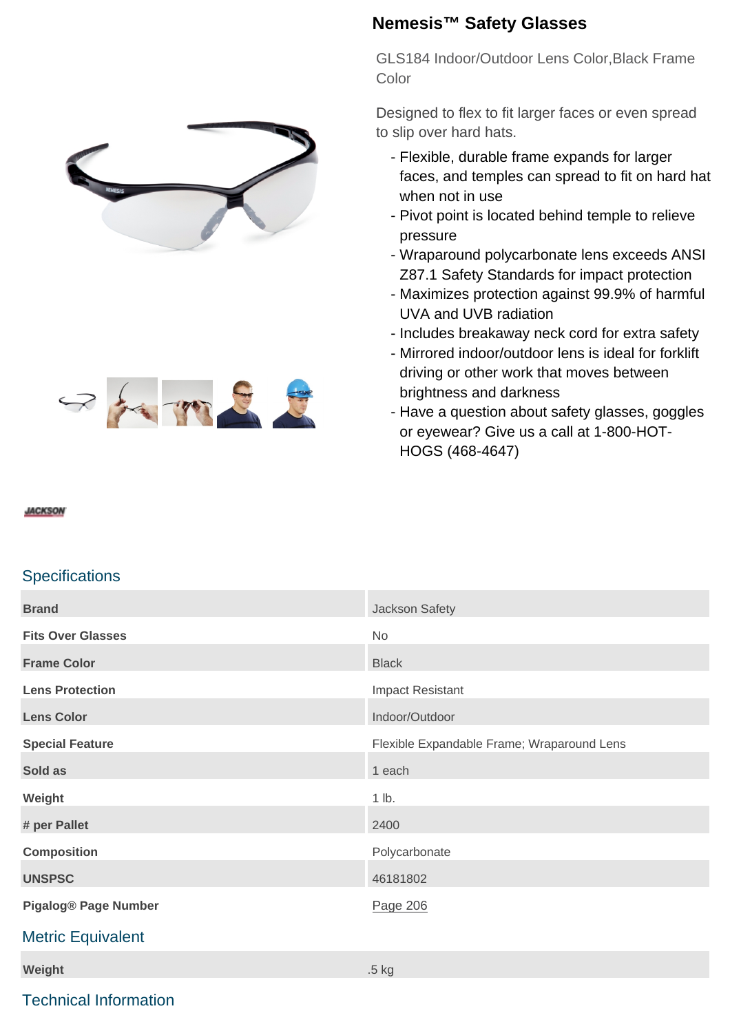# Nemesis™ Safety Glasses

GLS184 Indoor/Outdoor Lens Color,Black Frame Color

Designed to flex to fit larger faces or even spread to slip over hard hats.

- Flexible, durable frame expands for larger faces, and temples can spread to fit on hard hat when not in use
- Pivot point is located behind temple to relieve pressure
- Wraparound polycarbonate lens exceeds ANSI Z87.1 Safety Standards for impact protection
- Maximizes protection against 99.9% of harmful UVA and UVB radiation
- Includes breakaway neck cord for extra safety
- Mirrored indoor/outdoor lens is ideal for forklift driving or other work that moves between brightness and darkness
- Have a question about safety glasses, goggles or eyewear? Give us a call at 1-800-HOT-HOGS (468-4647)

JACKSON

## Specifications

| | |
|---|---|
| **Brand** | Jackson Safety |
| **Fits Over Glasses** | No |
| **Frame Color** | Black |
| **Lens Protection** | Impact Resistant |
| **Lens Color** | Indoor/Outdoor |
| **Special Feature** | Flexible Expandable Frame; Wraparound Lens |
| **Sold as** | 1 each |
| **Weight** | 1 lb. |
| **# per Pallet** | 2400 |
| **Composition** | Polycarbonate |
| **UNSPSC** | 46181802 |
| **Pigalog® Page Number** | Page 206 |

## Metric Equivalent

| | |
|---|---|
| **Weight** | .5 kg |

## Technical Information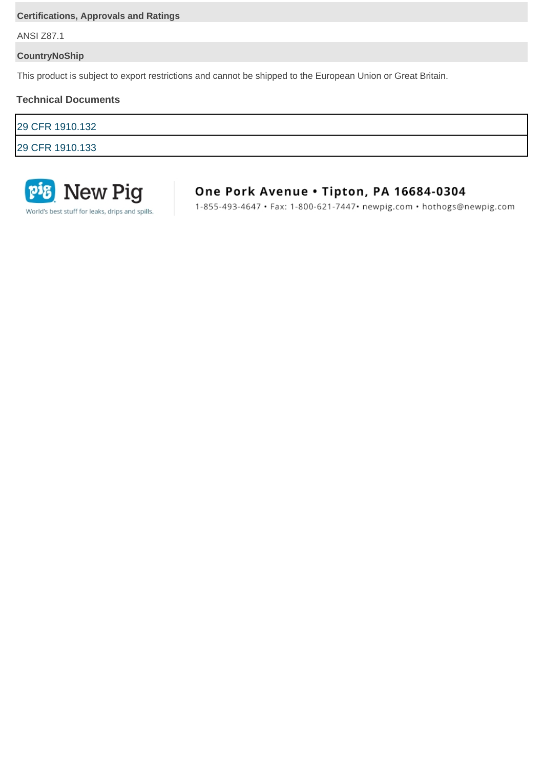**Certifications, Approvals and Ratings**

ANSI Z87.1

**CountryNoShip**

This product is subject to export restrictions and cannot be shipped to the European Union or Great Britain.

### Technical Documents

| |
|---|
| 29 CFR 1910.132 |
| 29 CFR 1910.133 |

New Pig
World's best stuff for leaks, drips and spills.

**One Pork Avenue • Tipton, PA 16684-0304**

1-855-493-4647 • Fax: 1-800-621-7447• newpig.com • hothogs@newpig.com